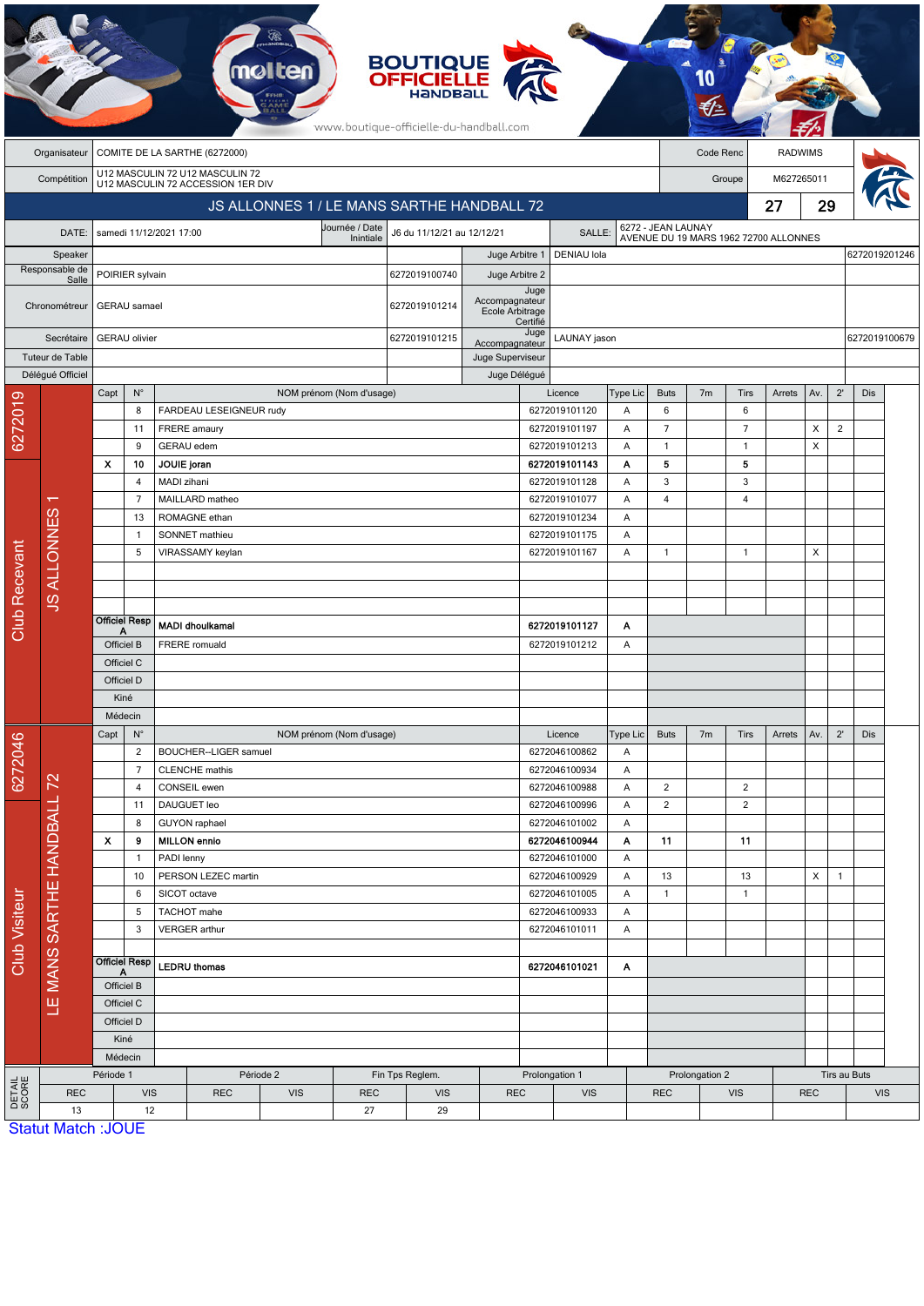BOUTIQUE OFFICIELLE HANDBALL

www.boutique-officielle-du-handball.com

| Organisateur | COMITE DE LA SARTHE (6272000) | Code Renc | RADWIMS |
|---|---|---|---|
| Compétition | U12 MASCULIN 72 U12 MASCULIN 72 U12 MASCULIN 72 ACCESSION 1ER DIV | Groupe | M627265011 |

## JS ALLONNES 1 / LE MANS SARTHE HANDBALL 72 — 27 / 29

| DATE: | samedi 11/12/2021 17:00 | Journée / Date Initiale | J6 du 11/12/21 au 12/12/21 | SALLE: | 6272 - JEAN LAUNAY AVENUE DU 19 MARS 1962 72700 ALLONNES |
|---|---|---|---|---|---|

| Rôle | Nom | Licence | Rôle | Nom | Licence |
|---|---|---|---|---|---|
| Speaker | | | Juge Arbitre 1 | DENIAU lola | 6272019201246 |
| Responsable de Salle | POIRIER sylvain | 6272019100740 | Juge Arbitre 2 | | |
| Chronométreur | GERAU samael | 6272019101214 | Juge Accompagnateur Ecole Arbitrage Certifié | | |
| Secrétaire | GERAU olivier | 6272019101215 | Juge Accompagnateur | LAUNAY jason | 6272019100679 |
| Tuteur de Table | | | Juge Superviseur | | |
| Délégué Officiel | | | Juge Délégué | | |

### Club Recevant — 6272019 — JS ALLONNES 1

| Capt | N° | NOM prénom (Nom d'usage) | Licence | Type Lic | Buts | 7m | Tirs | Arrets | Av. | 2' | Dis |
|---|---|---|---|---|---|---|---|---|---|---|---|
| | 8 | FARDEAU LESEIGNEUR rudy | 6272019101120 | A | 6 | | 6 | | | | |
| | 11 | FRERE amaury | 6272019101197 | A | 7 | | 7 | | X | 2 | |
| | 9 | GERAU edem | 6272019101213 | A | 1 | | 1 | | X | | |
| **X** | **10** | **JOUIE joran** | **6272019101143** | **A** | **5** | | **5** | | | | |
| | 4 | MADI zihani | 6272019101128 | A | 3 | | 3 | | | | |
| | 7 | MAILLARD matheo | 6272019101077 | A | 4 | | 4 | | | | |
| | 13 | ROMAGNE ethan | 6272019101234 | A | | | | | | | |
| | 1 | SONNET mathieu | 6272019101175 | A | | | | | | | |
| | 5 | VIRASSAMY keylan | 6272019101167 | A | 1 | | 1 | | X | | |
| Officiel Resp A | | **MADI dhoulkamal** | **6272019101127** | **A** | | | | | | | |
| Officiel B | | FRERE romuald | 6272019101212 | A | | | | | | | |
| Officiel C | | | | | | | | | | | |
| Officiel D | | | | | | | | | | | |
| Kiné | | | | | | | | | | | |
| Médecin | | | | | | | | | | | |

### Club Visiteur — 6272046 — LE MANS SARTHE HANDBALL 72

| Capt | N° | NOM prénom (Nom d'usage) | Licence | Type Lic | Buts | 7m | Tirs | Arrets | Av. | 2' | Dis |
|---|---|---|---|---|---|---|---|---|---|---|---|
| | 2 | BOUCHER--LIGER samuel | 6272046100862 | A | | | | | | | |
| | 7 | CLENCHE mathis | 6272046100934 | A | | | | | | | |
| | 4 | CONSEIL ewen | 6272046100988 | A | 2 | | 2 | | | | |
| | 11 | DAUGUET leo | 6272046100996 | A | 2 | | 2 | | | | |
| | 8 | GUYON raphael | 6272046101002 | A | | | | | | | |
| **X** | **9** | **MILLON ennio** | **6272046100944** | **A** | **11** | | **11** | | | | |
| | 1 | PADI lenny | 6272046101000 | A | | | | | | | |
| | 10 | PERSON LEZEC martin | 6272046100929 | A | 13 | | 13 | | X | 1 | |
| | 6 | SICOT octave | 6272046101005 | A | 1 | | 1 | | | | |
| | 5 | TACHOT mahe | 6272046100933 | A | | | | | | | |
| | 3 | VERGER arthur | 6272046101011 | A | | | | | | | |
| Officiel Resp A | | **LEDRU thomas** | **6272046101021** | **A** | | | | | | | |
| Officiel B | | | | | | | | | | | |
| Officiel C | | | | | | | | | | | |
| Officiel D | | | | | | | | | | | |
| Kiné | | | | | | | | | | | |
| Médecin | | | | | | | | | | | |

### DETAIL SCORE

| Période 1 | | Période 2 | | Fin Tps Reglem. | | Prolongation 1 | | Prolongation 2 | | Tirs au Buts | |
|---|---|---|---|---|---|---|---|---|---|---|---|
| REC | VIS | REC | VIS | REC | VIS | REC | VIS | REC | VIS | REC | VIS |
| 13 | 12 | | | 27 | 29 | | | | | | |

Statut Match :JOUE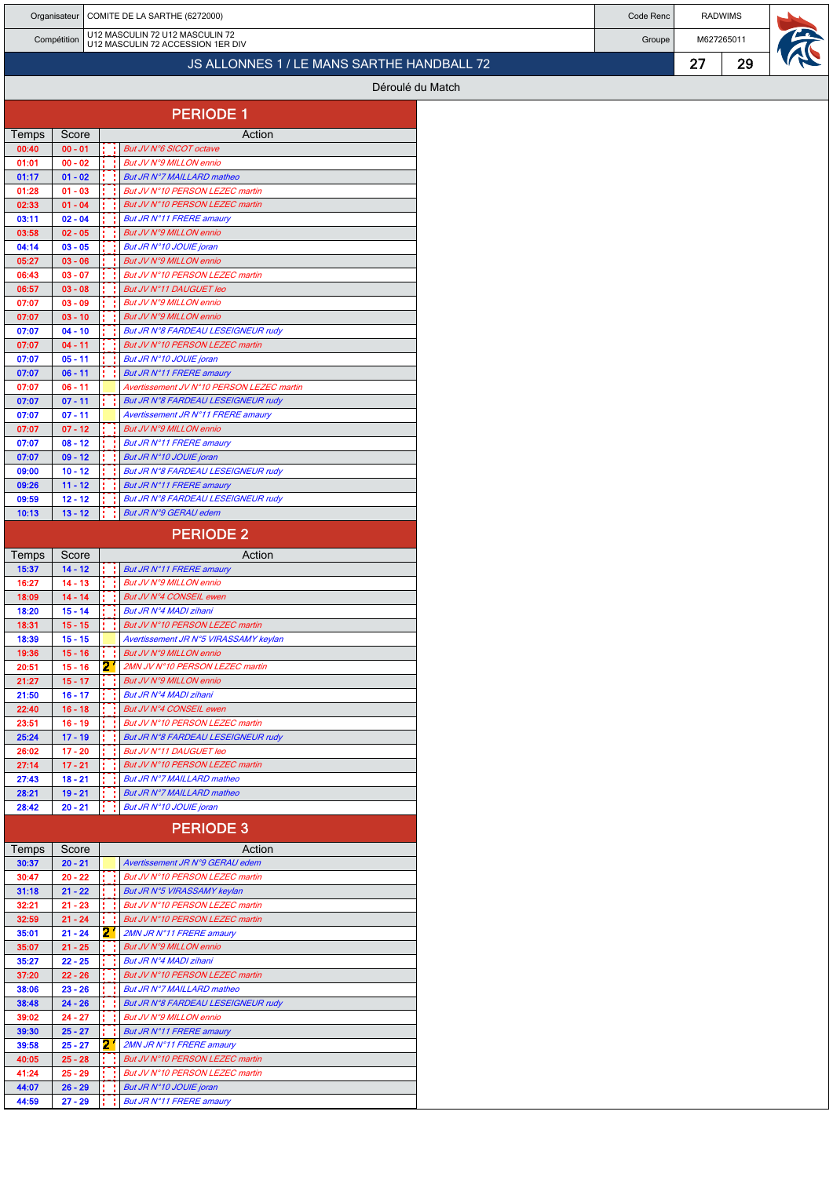| Organisateur | COMITE DE LA SARTHE (6272000) | Code Renc | RADWIMS |
|---|---|---|---|
| Compétition | U12 MASCULIN 72 U12 MASCULIN 72<br>U12 MASCULIN 72 ACCESSION 1ER DIV | Groupe | M627265011 |

## JS ALLONNES 1 / LE MANS SARTHE HANDBALL 72 — 27 | 29

### Déroulé du Match

## PERIODE 1

| Temps | Score | | Action |
|---|---|---|---|
| 00:40 | 00 - 01 | | But JV N°6 SICOT octave |
| 01:01 | 00 - 02 | | But JV N°9 MILLON ennio |
| 01:17 | 01 - 02 | | But JR N°7 MAILLARD matheo |
| 01:28 | 01 - 03 | | But JV N°10 PERSON LEZEC martin |
| 02:33 | 01 - 04 | | But JV N°10 PERSON LEZEC martin |
| 03:11 | 02 - 04 | | But JR N°11 FRERE amaury |
| 03:58 | 02 - 05 | | But JV N°9 MILLON ennio |
| 04:14 | 03 - 05 | | But JR N°10 JOUIE joran |
| 05:27 | 03 - 06 | | But JV N°9 MILLON ennio |
| 06:43 | 03 - 07 | | But JV N°10 PERSON LEZEC martin |
| 06:57 | 03 - 08 | | But JV N°11 DAUGUET leo |
| 07:07 | 03 - 09 | | But JV N°9 MILLON ennio |
| 07:07 | 03 - 10 | | But JV N°9 MILLON ennio |
| 07:07 | 04 - 10 | | But JR N°8 FARDEAU LESEIGNEUR rudy |
| 07:07 | 04 - 11 | | But JV N°10 PERSON LEZEC martin |
| 07:07 | 05 - 11 | | But JR N°10 JOUIE joran |
| 07:07 | 06 - 11 | | But JR N°11 FRERE amaury |
| 07:07 | 06 - 11 | | Avertissement JV N°10 PERSON LEZEC martin |
| 07:07 | 07 - 11 | | But JR N°8 FARDEAU LESEIGNEUR rudy |
| 07:07 | 07 - 11 | | Avertissement JR N°11 FRERE amaury |
| 07:07 | 07 - 12 | | But JV N°9 MILLON ennio |
| 07:07 | 08 - 12 | | But JR N°11 FRERE amaury |
| 07:07 | 09 - 12 | | But JR N°10 JOUIE joran |
| 09:00 | 10 - 12 | | But JR N°8 FARDEAU LESEIGNEUR rudy |
| 09:26 | 11 - 12 | | But JR N°11 FRERE amaury |
| 09:59 | 12 - 12 | | But JR N°8 FARDEAU LESEIGNEUR rudy |
| 10:13 | 13 - 12 | | But JR N°9 GERAU edem |

## PERIODE 2

| Temps | Score | | Action |
|---|---|---|---|
| 15:37 | 14 - 12 | | But JR N°11 FRERE amaury |
| 16:27 | 14 - 13 | | But JV N°9 MILLON ennio |
| 18:09 | 14 - 14 | | But JV N°4 CONSEIL ewen |
| 18:20 | 15 - 14 | | But JR N°4 MADI zihani |
| 18:31 | 15 - 15 | | But JV N°10 PERSON LEZEC martin |
| 18:39 | 15 - 15 | | Avertissement JR N°5 VIRASSAMY keylan |
| 19:36 | 15 - 16 | | But JV N°9 MILLON ennio |
| 20:51 | 15 - 16 | 2' | 2MN JV N°10 PERSON LEZEC martin |
| 21:27 | 15 - 17 | | But JV N°9 MILLON ennio |
| 21:50 | 16 - 17 | | But JR N°4 MADI zihani |
| 22:40 | 16 - 18 | | But JV N°4 CONSEIL ewen |
| 23:51 | 16 - 19 | | But JV N°10 PERSON LEZEC martin |
| 25:24 | 17 - 19 | | But JR N°8 FARDEAU LESEIGNEUR rudy |
| 26:02 | 17 - 20 | | But JV N°11 DAUGUET leo |
| 27:14 | 17 - 21 | | But JV N°10 PERSON LEZEC martin |
| 27:43 | 18 - 21 | | But JR N°7 MAILLARD matheo |
| 28:21 | 19 - 21 | | But JR N°7 MAILLARD matheo |
| 28:42 | 20 - 21 | | But JR N°10 JOUIE joran |

## PERIODE 3

| Temps | Score | | Action |
|---|---|---|---|
| 30:37 | 20 - 21 | | Avertissement JR N°9 GERAU edem |
| 30:47 | 20 - 22 | | But JV N°10 PERSON LEZEC martin |
| 31:18 | 21 - 22 | | But JR N°5 VIRASSAMY keylan |
| 32:21 | 21 - 23 | | But JV N°10 PERSON LEZEC martin |
| 32:59 | 21 - 24 | | But JV N°10 PERSON LEZEC martin |
| 35:01 | 21 - 24 | 2' | 2MN JR N°11 FRERE amaury |
| 35:07 | 21 - 25 | | But JV N°9 MILLON ennio |
| 35:27 | 22 - 25 | | But JR N°4 MADI zihani |
| 37:20 | 22 - 26 | | But JV N°10 PERSON LEZEC martin |
| 38:06 | 23 - 26 | | But JR N°7 MAILLARD matheo |
| 38:48 | 24 - 26 | | But JR N°8 FARDEAU LESEIGNEUR rudy |
| 39:02 | 24 - 27 | | But JV N°9 MILLON ennio |
| 39:30 | 25 - 27 | | But JR N°11 FRERE amaury |
| 39:58 | 25 - 27 | 2' | 2MN JR N°11 FRERE amaury |
| 40:05 | 25 - 28 | | But JV N°10 PERSON LEZEC martin |
| 41:24 | 25 - 29 | | But JV N°10 PERSON LEZEC martin |
| 44:07 | 26 - 29 | | But JR N°10 JOUIE joran |
| 44:59 | 27 - 29 | | But JR N°11 FRERE amaury |